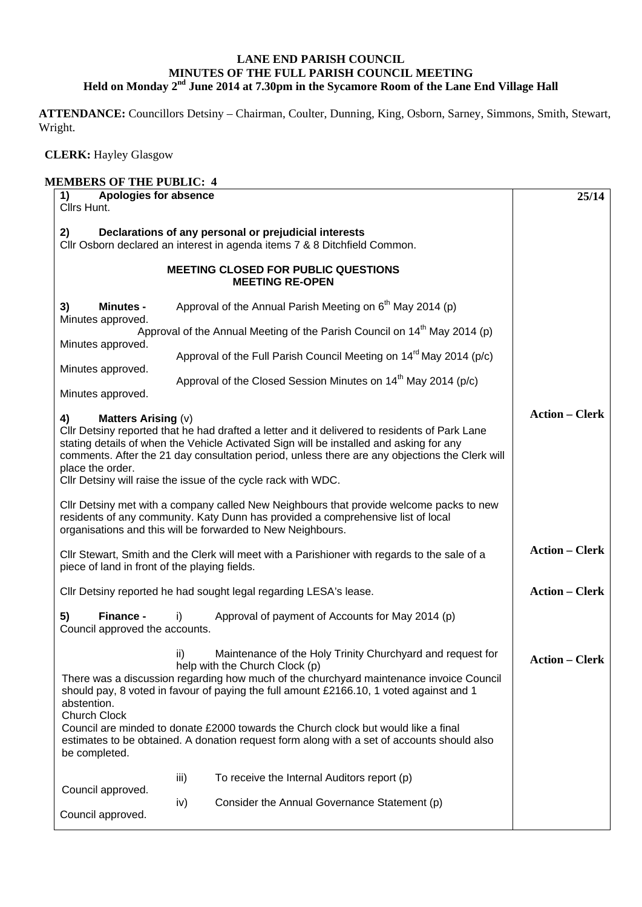# LANE END PARISH COUNCIL
## MINUTES OF THE FULL PARISH COUNCIL MEETING
### Held on Monday 2nd June 2014 at 7.30pm in the Sycamore Room of the Lane End Village Hall

**ATTENDANCE:** Councillors Detsiny – Chairman, Coulter, Dunning, King, Osborn, Sarney, Simmons, Smith, Stewart, Wright.

**CLERK:** Hayley Glasgow

**MEMBERS OF THE PUBLIC: 4**

| | |
|---|---|
| **1) Apologies for absence**<br>Cllrs Hunt. | **25/14** |
| **2) Declarations of any personal or prejudicial interests**<br>Cllr Osborn declared an interest in agenda items 7 & 8 Ditchfield Common. | |
| **MEETING CLOSED FOR PUBLIC QUESTIONS**<br>**MEETING RE-OPEN** | |
| **3) Minutes -** Approval of the Annual Parish Meeting on 6th May 2014 (p)<br>Minutes approved.<br>Approval of the Annual Meeting of the Parish Council on 14th May 2014 (p)<br>Minutes approved.<br>Approval of the Full Parish Council Meeting on 14rd May 2014 (p/c)<br>Minutes approved.<br>Approval of the Closed Session Minutes on 14th May 2014 (p/c)<br>Minutes approved. | |
| **4) Matters Arising** (v)<br>Cllr Detsiny reported that he had drafted a letter and it delivered to residents of Park Lane stating details of when the Vehicle Activated Sign will be installed and asking for any comments. After the 21 day consultation period, unless there are any objections the Clerk will place the order.<br>Cllr Detsiny will raise the issue of the cycle rack with WDC. | **Action – Clerk** |
| Cllr Detsiny met with a company called New Neighbours that provide welcome packs to new residents of any community. Katy Dunn has provided a comprehensive list of local organisations and this will be forwarded to New Neighbours. | |
| Cllr Stewart, Smith and the Clerk will meet with a Parishioner with regards to the sale of a piece of land in front of the playing fields. | **Action – Clerk** |
| Cllr Detsiny reported he had sought legal regarding LESA's lease. | **Action – Clerk** |
| **5) Finance -** i) Approval of payment of Accounts for May 2014 (p)<br>Council approved the accounts. | |
| ii) Maintenance of the Holy Trinity Churchyard and request for help with the Church Clock (p)<br>There was a discussion regarding how much of the churchyard maintenance invoice Council should pay, 8 voted in favour of paying the full amount £2166.10, 1 voted against and 1 abstention.<br>Church Clock<br>Council are minded to donate £2000 towards the Church clock but would like a final estimates to be obtained. A donation request form along with a set of accounts should also be completed. | **Action – Clerk** |
| iii) To receive the Internal Auditors report (p)<br>Council approved.<br>iv) Consider the Annual Governance Statement (p)<br>Council approved. | |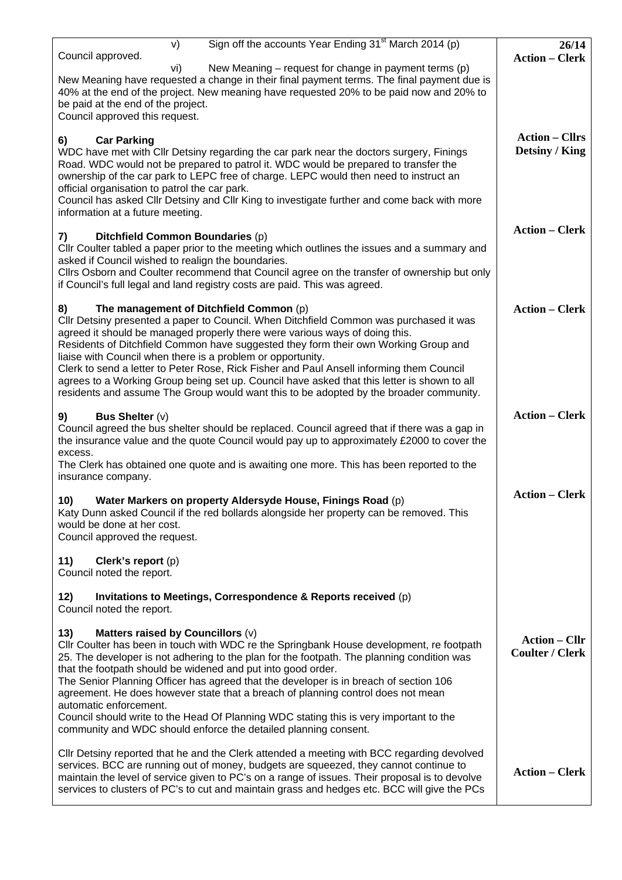| | |
|---|---|
| v) Sign off the accounts Year Ending 31st March 2014 (p)<br>Council approved.<br>vi) New Meaning – request for change in payment terms (p)<br>New Meaning have requested a change in their final payment terms. The final payment due is 40% at the end of the project. New meaning have requested 20% to be paid now and 20% to be paid at the end of the project.<br>Council approved this request. | **26/14**<br>**Action – Clerk** |
| **6) Car Parking**<br>WDC have met with Cllr Detsiny regarding the car park near the doctors surgery, Finings Road. WDC would not be prepared to patrol it. WDC would be prepared to transfer the ownership of the car park to LEPC free of charge. LEPC would then need to instruct an official organisation to patrol the car park.<br>Council has asked Cllr Detsiny and Cllr King to investigate further and come back with more information at a future meeting. | **Action – Cllrs Detsiny / King** |
| **7) Ditchfield Common Boundaries** (p)<br>Cllr Coulter tabled a paper prior to the meeting which outlines the issues and a summary and asked if Council wished to realign the boundaries.<br>Cllrs Osborn and Coulter recommend that Council agree on the transfer of ownership but only if Council's full legal and land registry costs are paid. This was agreed. | **Action – Clerk** |
| **8) The management of Ditchfield Common** (p)<br>Cllr Detsiny presented a paper to Council. When Ditchfield Common was purchased it was agreed it should be managed properly there were various ways of doing this.<br>Residents of Ditchfield Common have suggested they form their own Working Group and liaise with Council when there is a problem or opportunity.<br>Clerk to send a letter to Peter Rose, Rick Fisher and Paul Ansell informing them Council agrees to a Working Group being set up. Council have asked that this letter is shown to all residents and assume The Group would want this to be adopted by the broader community. | **Action – Clerk** |
| **9) Bus Shelter** (v)<br>Council agreed the bus shelter should be replaced. Council agreed that if there was a gap in the insurance value and the quote Council would pay up to approximately £2000 to cover the excess.<br>The Clerk has obtained one quote and is awaiting one more. This has been reported to the insurance company. | **Action – Clerk** |
| **10) Water Markers on property Aldersyde House, Finings Road** (p)<br>Katy Dunn asked Council if the red bollards alongside her property can be removed. This would be done at her cost.<br>Council approved the request. | **Action – Clerk** |
| **11) Clerk's report** (p)<br>Council noted the report. | |
| **12) Invitations to Meetings, Correspondence & Reports received** (p)<br>Council noted the report. | |
| **13) Matters raised by Councillors** (v)<br>Cllr Coulter has been in touch with WDC re the Springbank House development, re footpath 25. The developer is not adhering to the plan for the footpath. The planning condition was that the footpath should be widened and put into good order.<br>The Senior Planning Officer has agreed that the developer is in breach of section 106 agreement. He does however state that a breach of planning control does not mean automatic enforcement.<br>Council should write to the Head Of Planning WDC stating this is very important to the community and WDC should enforce the detailed planning consent. | **Action – Cllr Coulter / Clerk** |
| Cllr Detsiny reported that he and the Clerk attended a meeting with BCC regarding devolved services. BCC are running out of money, budgets are squeezed, they cannot continue to maintain the level of service given to PC's on a range of issues. Their proposal is to devolve services to clusters of PC's to cut and maintain grass and hedges etc. BCC will give the PCs | **Action – Clerk** |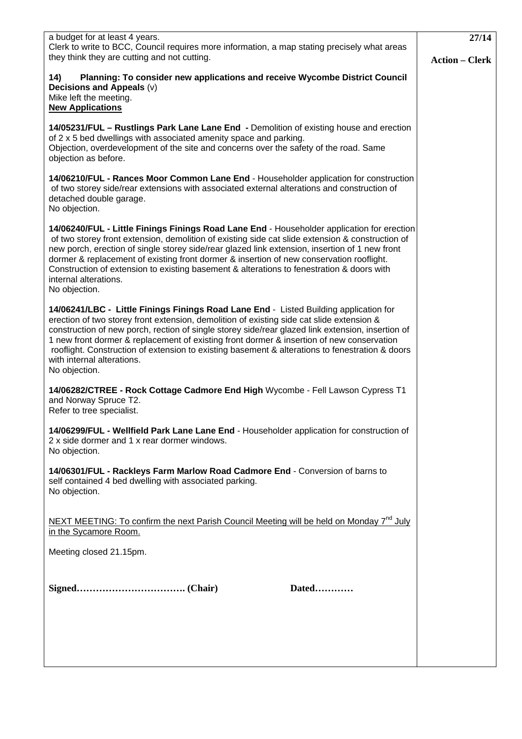a budget for at least 4 years.
Clerk to write to BCC, Council requires more information, a map stating precisely what areas they think they are cutting and not cutting.

**Action – Clerk**

**14) Planning: To consider new applications and receive Wycombe District Council Decisions and Appeals** (v)
Mike left the meeting.
**New Applications**

**14/05231/FUL – Rustlings Park Lane Lane End -** Demolition of existing house and erection of 2 x 5 bed dwellings with associated amenity space and parking.
Objection, overdevelopment of the site and concerns over the safety of the road. Same objection as before.

**14/06210/FUL - Rances Moor Common Lane End** - Householder application for construction of two storey side/rear extensions with associated external alterations and construction of detached double garage.
No objection.

**14/06240/FUL - Little Finings Finings Road Lane End** - Householder application for erection of two storey front extension, demolition of existing side cat slide extension & construction of new porch, erection of single storey side/rear glazed link extension, insertion of 1 new front dormer & replacement of existing front dormer & insertion of new conservation rooflight. Construction of extension to existing basement & alterations to fenestration & doors with internal alterations.
No objection.

**14/06241/LBC - Little Finings Finings Road Lane End** - Listed Building application for erection of two storey front extension, demolition of existing side cat slide extension & construction of new porch, rection of single storey side/rear glazed link extension, insertion of 1 new front dormer & replacement of existing front dormer & insertion of new conservation rooflight. Construction of extension to existing basement & alterations to fenestration & doors with internal alterations.
No objection.

**14/06282/CTREE - Rock Cottage Cadmore End High** Wycombe - Fell Lawson Cypress T1 and Norway Spruce T2.
Refer to tree specialist.

**14/06299/FUL - Wellfield Park Lane Lane End** - Householder application for construction of 2 x side dormer and 1 x rear dormer windows.
No objection.

**14/06301/FUL - Rackleys Farm Marlow Road Cadmore End** - Conversion of barns to self contained 4 bed dwelling with associated parking.
No objection.

NEXT MEETING: To confirm the next Parish Council Meeting will be held on Monday 7th July in the Sycamore Room.

Meeting closed 21.15pm.

**Signed……………………………. (Chair) Dated…………**